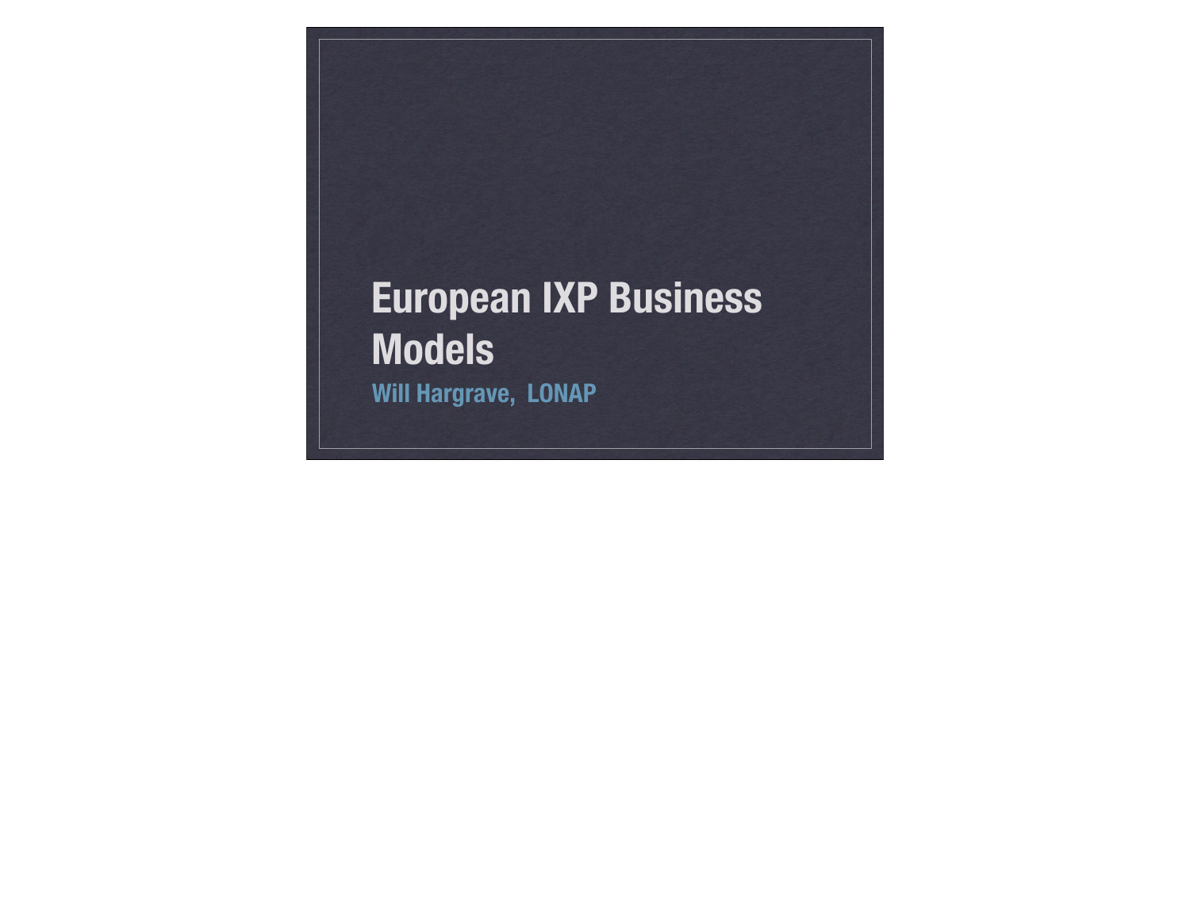# European IXP Business Models

**Will Hargrave, LONAP**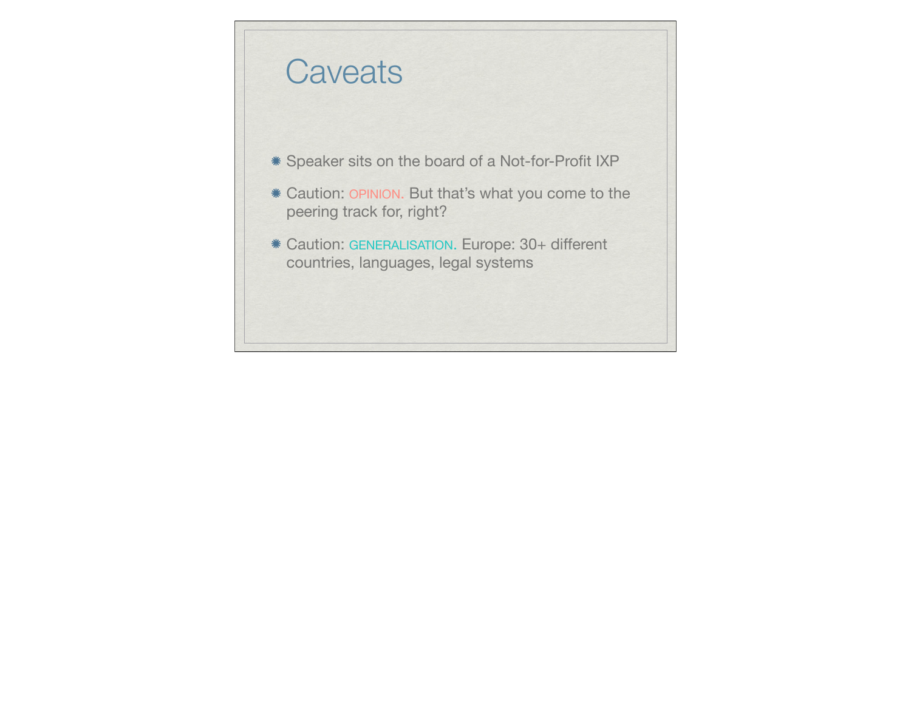# Caveats

- Speaker sits on the board of a Not-for-Profit IXP
- Caution: OPINION. But that's what you come to the peering track for, right?
- Caution: GENERALISATION. Europe: 30+ different countries, languages, legal systems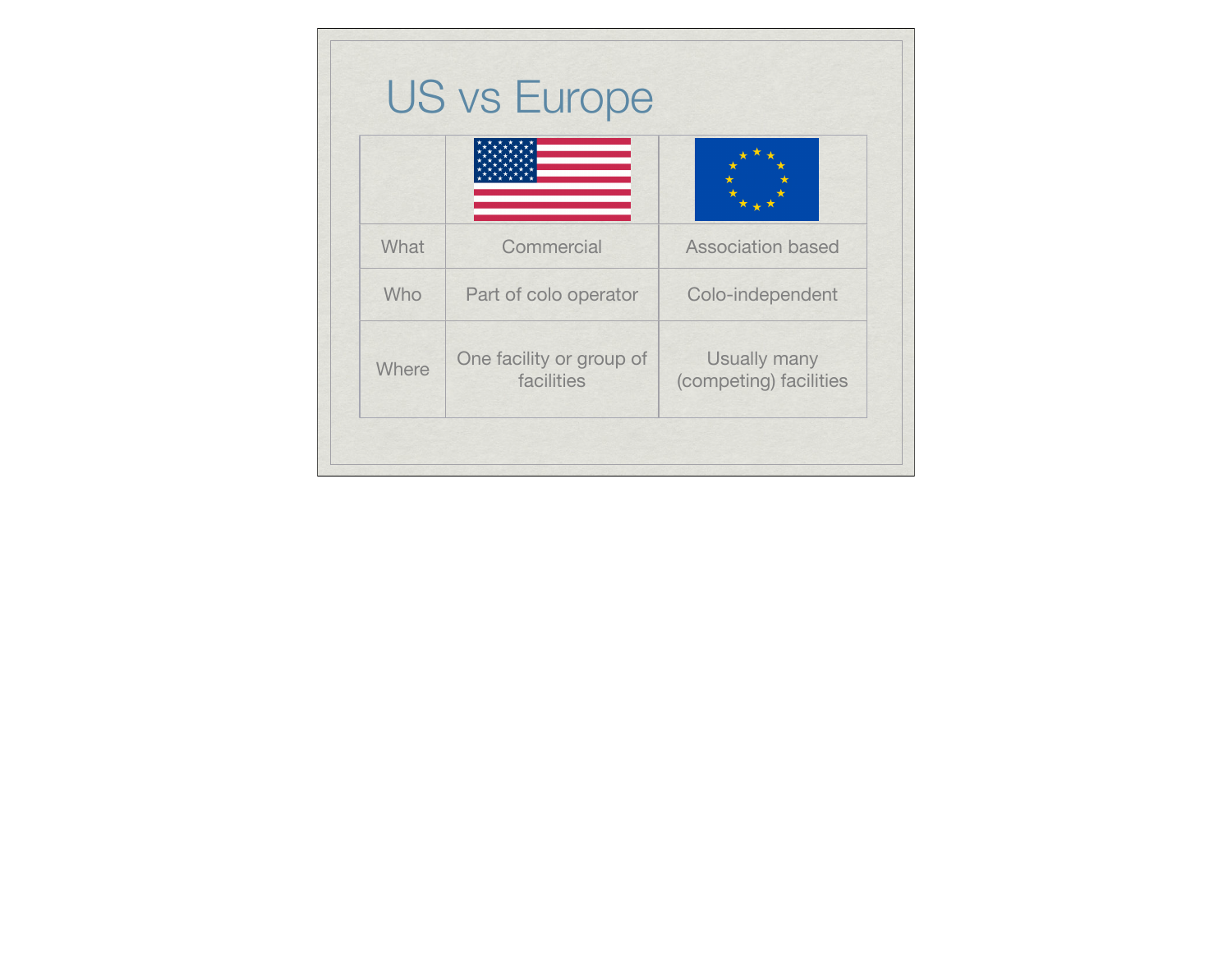# US vs Europe

| | US | Europe |
| --- | --- | --- |
| What | Commercial | Association based |
| Who | Part of colo operator | Colo-independent |
| Where | One facility or group of facilities | Usually many (competing) facilities |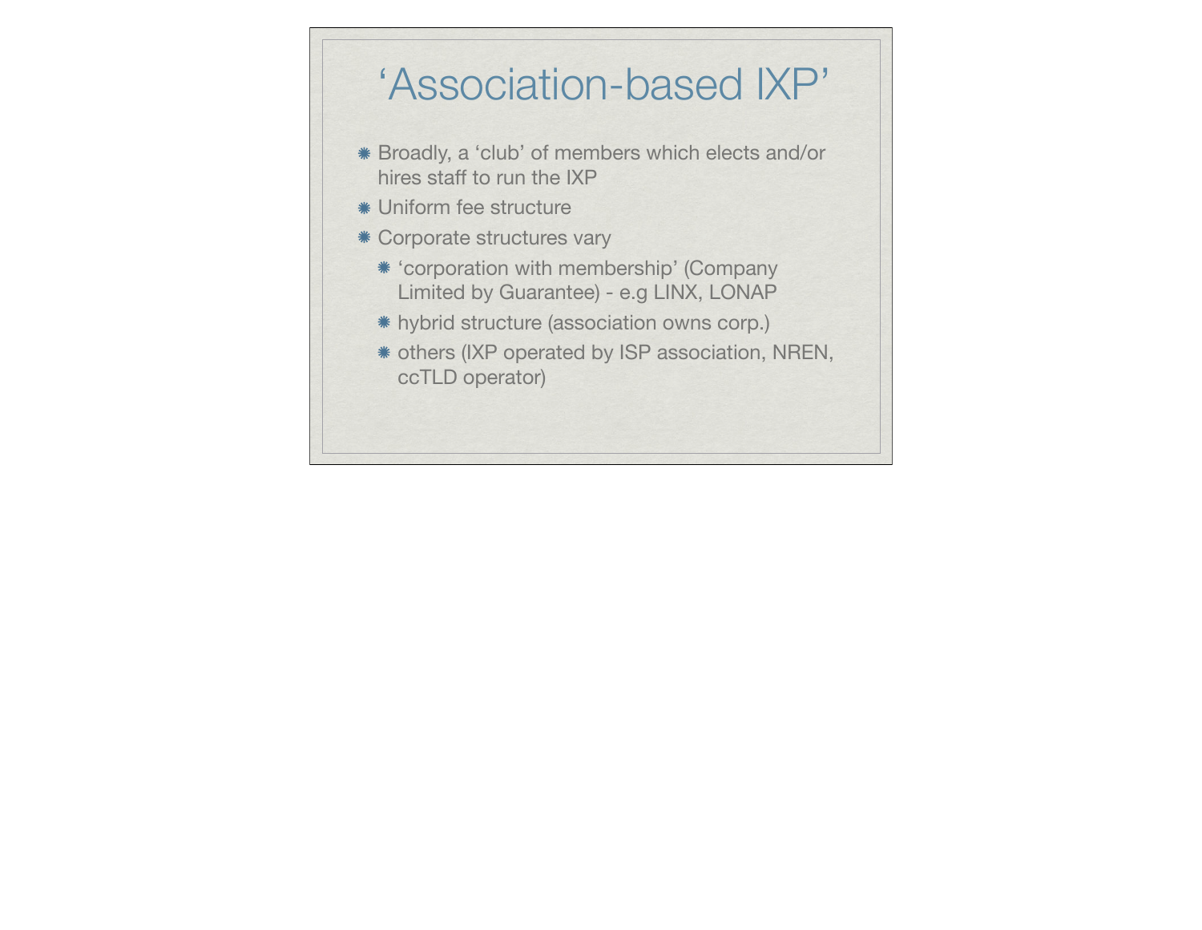# ‘Association-based IXP’

- Broadly, a ‘club’ of members which elects and/or hires staff to run the IXP
- Uniform fee structure
- Corporate structures vary
  - ‘corporation with membership’ (Company Limited by Guarantee) - e.g LINX, LONAP
  - hybrid structure (association owns corp.)
  - others (IXP operated by ISP association, NREN, ccTLD operator)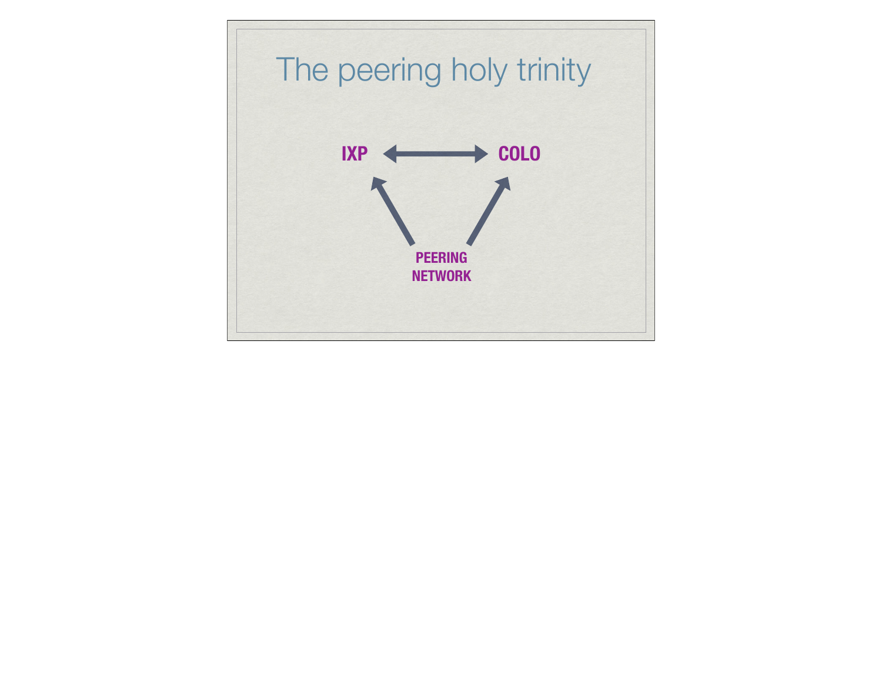# The peering holy trinity

IXP ↔ COLO

PEERING NETWORK → IXP

PEERING NETWORK → COLO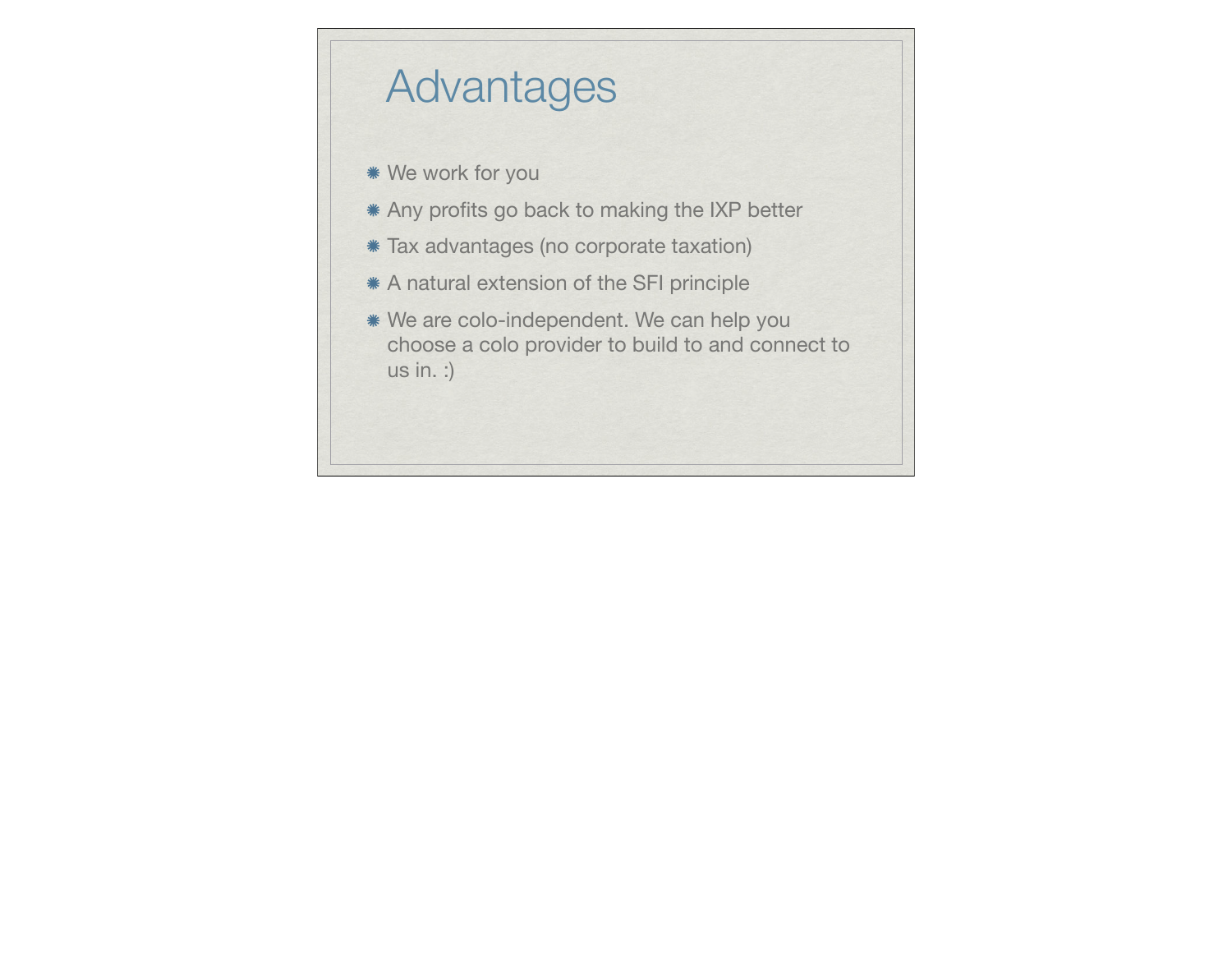# Advantages

- We work for you
- Any profits go back to making the IXP better
- Tax advantages (no corporate taxation)
- A natural extension of the SFI principle
- We are colo-independent. We can help you choose a colo provider to build to and connect to us in. :)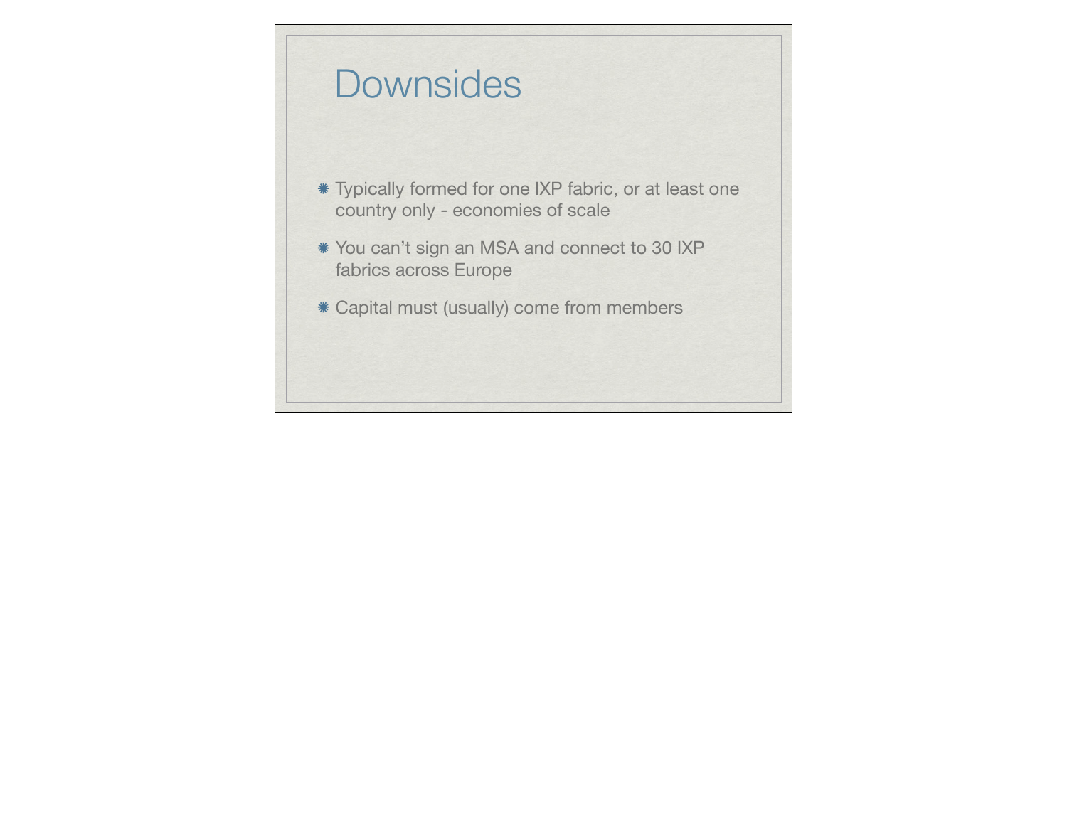# Downsides

- Typically formed for one IXP fabric, or at least one country only - economies of scale
- You can’t sign an MSA and connect to 30 IXP fabrics across Europe
- Capital must (usually) come from members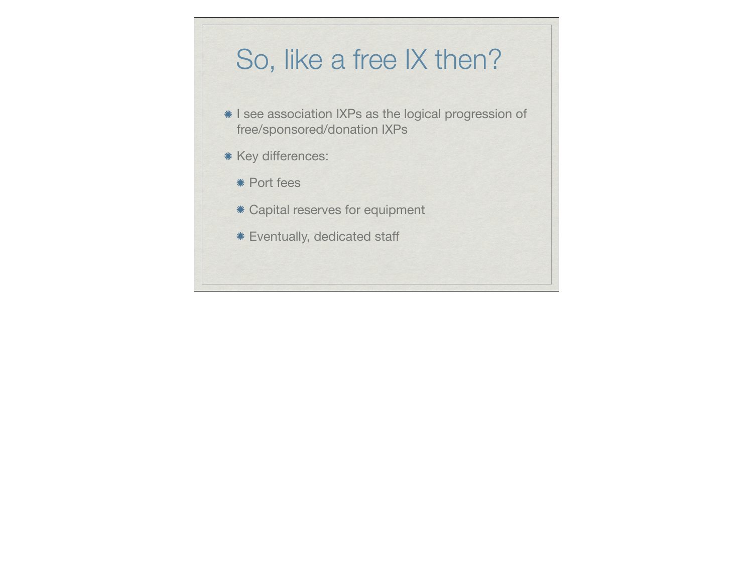# So, like a free IX then?

- I see association IXPs as the logical progression of free/sponsored/donation IXPs
- Key differences:
  - Port fees
  - Capital reserves for equipment
  - Eventually, dedicated staff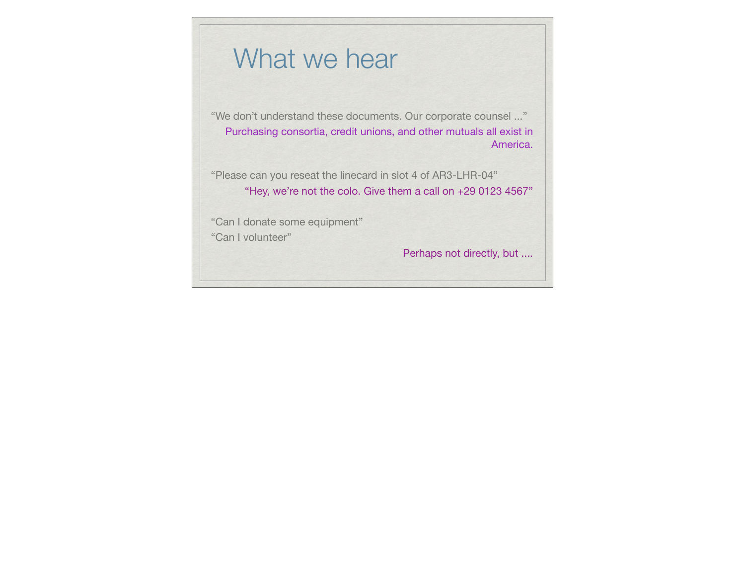# What we hear

"We don't understand these documents. Our corporate counsel ..."

Purchasing consortia, credit unions, and other mutuals all exist in America.

"Please can you reseat the linecard in slot 4 of AR3-LHR-04"

"Hey, we're not the colo. Give them a call on +29 0123 4567"

"Can I donate some equipment"

"Can I volunteer"

Perhaps not directly, but ....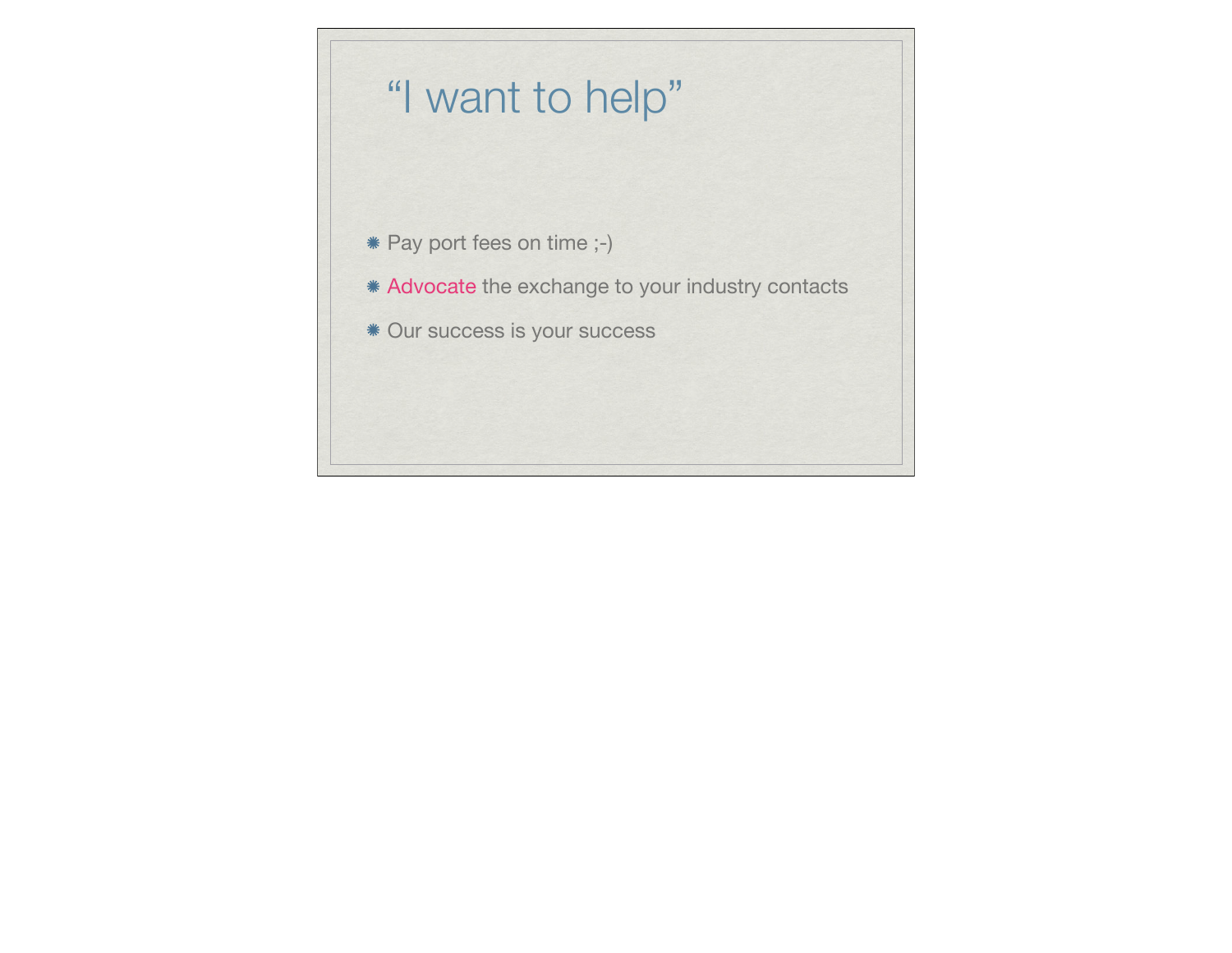# “I want to help”

- Pay port fees on time ;-)
- Advocate the exchange to your industry contacts
- Our success is your success